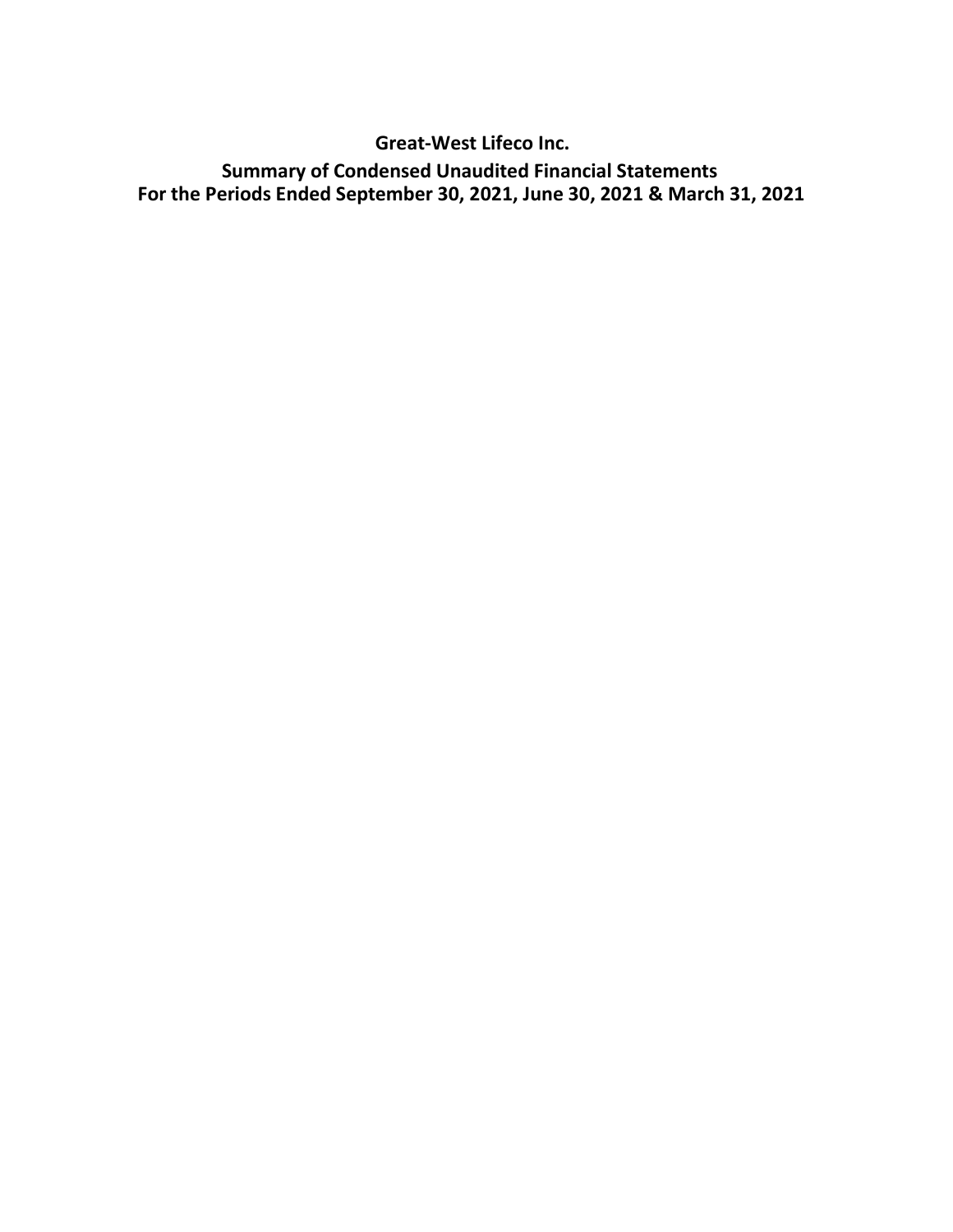# Great-West Lifeco Inc.

## Summary of Condensed Unaudited Financial Statements
## For the Periods Ended September 30, 2021, June 30, 2021 & March 31, 2021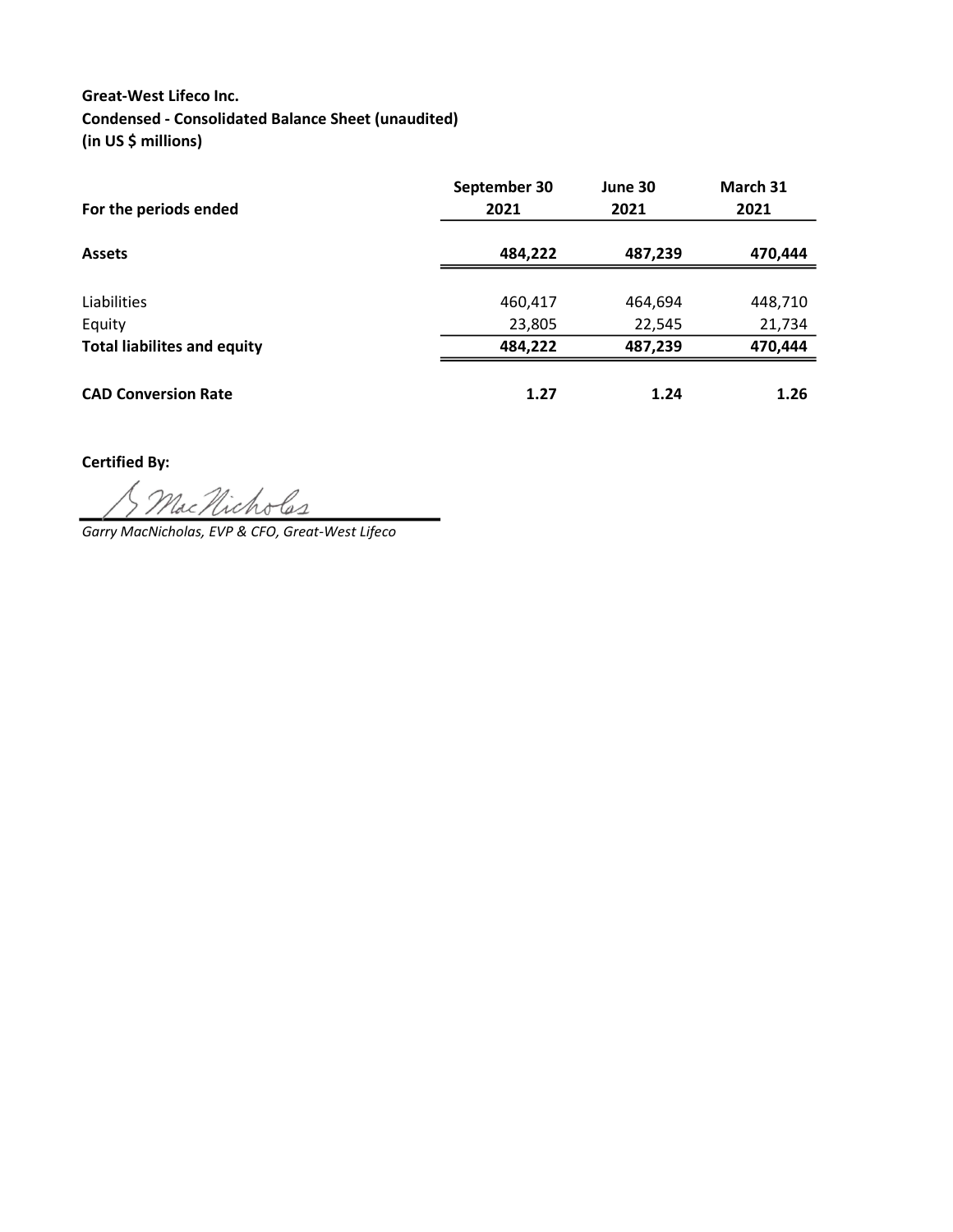**Great-West Lifeco Inc.**
**Condensed - Consolidated Balance Sheet (unaudited)**
**(in US $ millions)**

| For the periods ended | September 30 2021 | June 30 2021 | March 31 2021 |
|---|---|---|---|
| **Assets** | **484,222** | **487,239** | **470,444** |
| Liabilities | 460,417 | 464,694 | 448,710 |
| Equity | 23,805 | 22,545 | 21,734 |
| **Total liabilites and equity** | **484,222** | **487,239** | **470,444** |
| **CAD Conversion Rate** | **1.27** | **1.24** | **1.26** |

**Certified By:**

G MacNicholas

*Garry MacNicholas, EVP & CFO, Great-West Lifeco*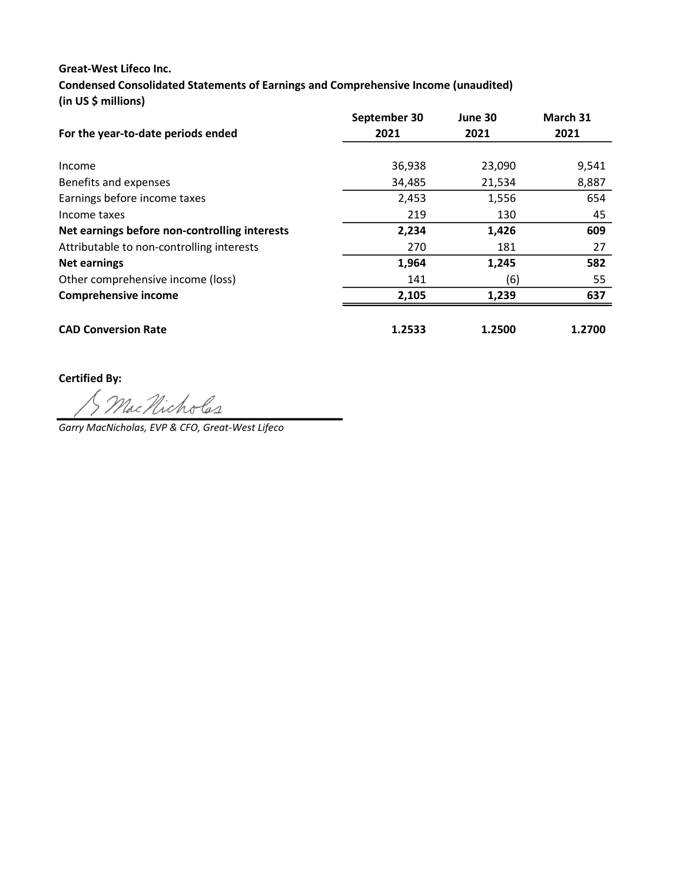**Great-West Lifeco Inc.**

**Condensed Consolidated Statements of Earnings and Comprehensive Income (unaudited)**

**(in US $ millions)**

| For the year-to-date periods ended | September 30 2021 | June 30 2021 | March 31 2021 |
|---|---|---|---|
| Income | 36,938 | 23,090 | 9,541 |
| Benefits and expenses | 34,485 | 21,534 | 8,887 |
| Earnings before income taxes | 2,453 | 1,556 | 654 |
| Income taxes | 219 | 130 | 45 |
| **Net earnings before non-controlling interests** | **2,234** | **1,426** | **609** |
| Attributable to non-controlling interests | 270 | 181 | 27 |
| **Net earnings** | **1,964** | **1,245** | **582** |
| Other comprehensive income (loss) | 141 | (6) | 55 |
| **Comprehensive income** | **2,105** | **1,239** | **637** |
| | | | |
| **CAD Conversion Rate** | **1.2533** | **1.2500** | **1.2700** |

**Certified By:**

G MacNicholas

*Garry MacNicholas, EVP & CFO, Great-West Lifeco*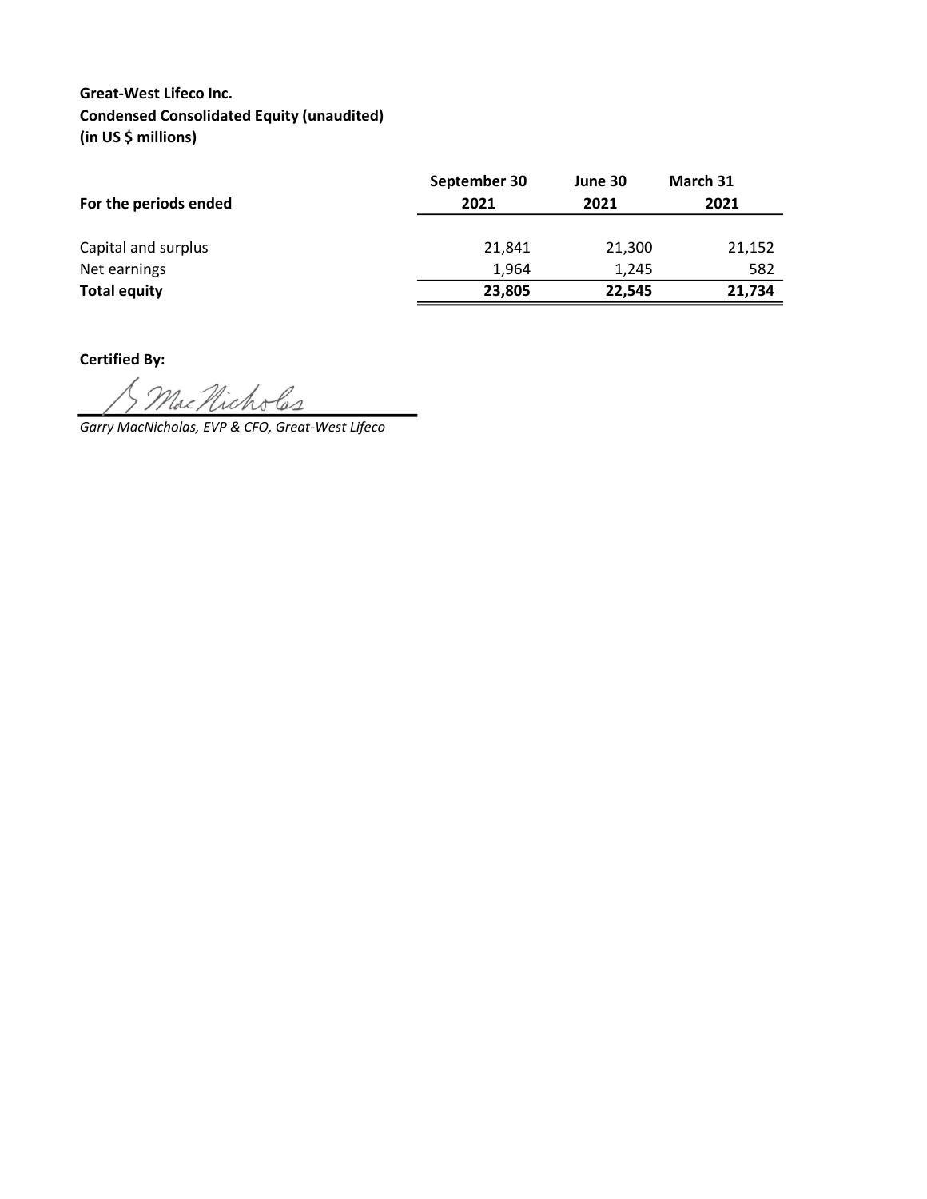**Great-West Lifeco Inc.**
**Condensed Consolidated Equity (unaudited)**
**(in US $ millions)**

| For the periods ended | September 30 2021 | June 30 2021 | March 31 2021 |
|---|---|---|---|
| Capital and surplus | 21,841 | 21,300 | 21,152 |
| Net earnings | 1,964 | 1,245 | 582 |
| **Total equity** | **23,805** | **22,545** | **21,734** |

**Certified By:**

*Garry MacNicholas, EVP & CFO, Great-West Lifeco*